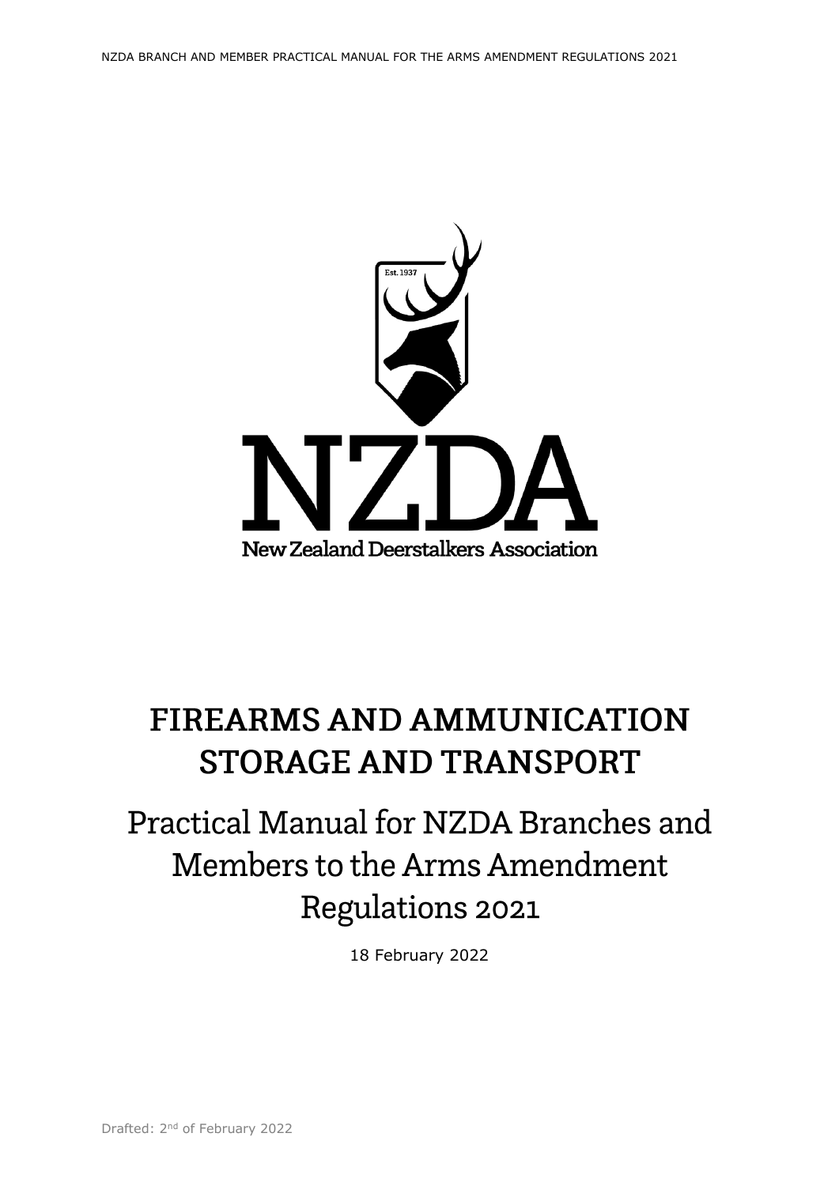Est. 1937

NZDA

New Zealand Deerstalkers Association

# FIREARMS AND AMMUNICATION STORAGE AND TRANSPORT

## Practical Manual for NZDA Branches and Members to the Arms Amendment Regulations 2021

18 February 2022

Drafted: 2nd of February 2022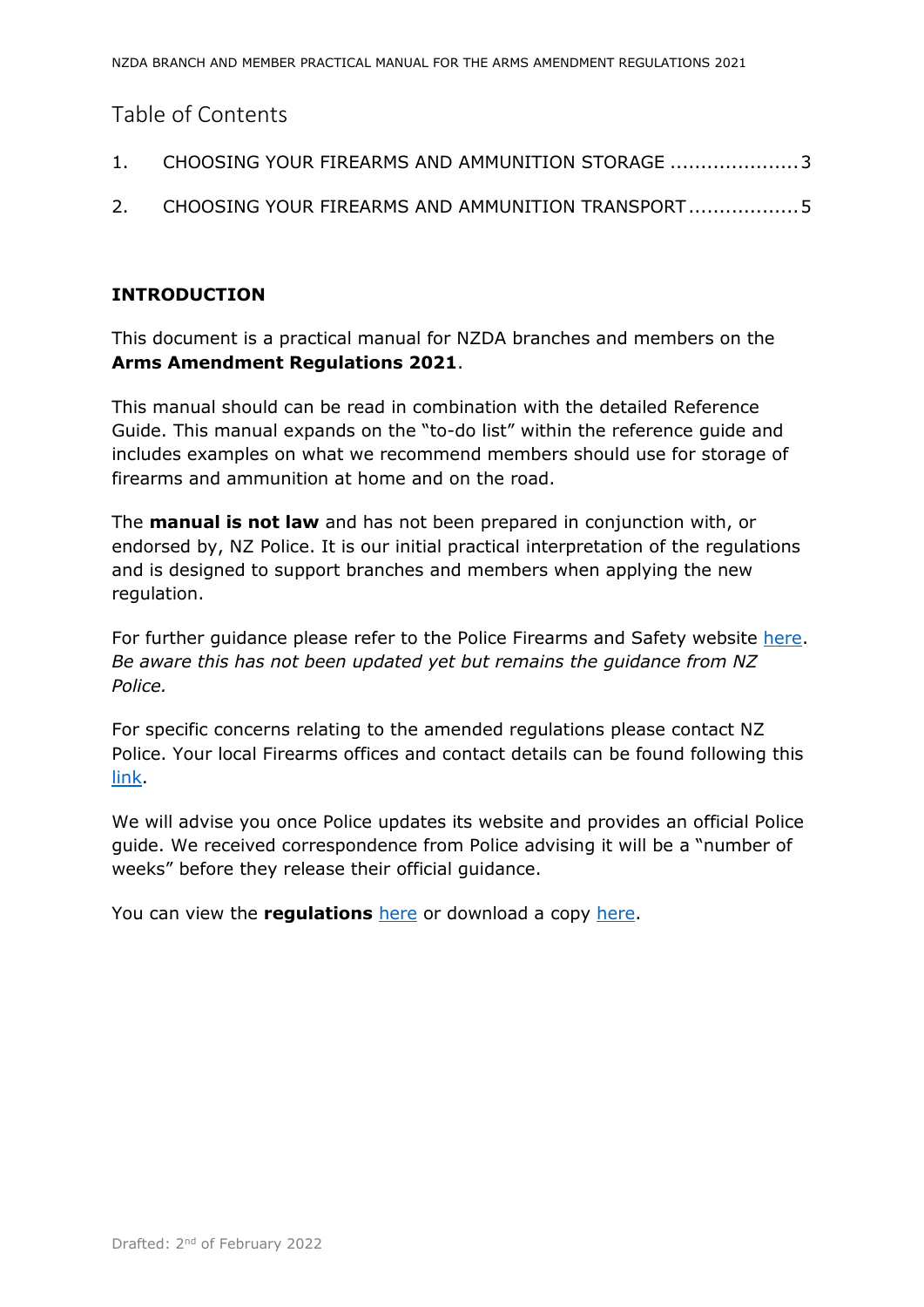# Table of Contents

1. CHOOSING YOUR FIREARMS AND AMMUNITION STORAGE .....................3

2. CHOOSING YOUR FIREARMS AND AMMUNITION TRANSPORT ..................5

**INTRODUCTION**

This document is a practical manual for NZDA branches and members on the **Arms Amendment Regulations 2021**.

This manual should can be read in combination with the detailed Reference Guide. This manual expands on the "to-do list" within the reference guide and includes examples on what we recommend members should use for storage of firearms and ammunition at home and on the road.

The **manual is not law** and has not been prepared in conjunction with, or endorsed by, NZ Police. It is our initial practical interpretation of the regulations and is designed to support branches and members when applying the new regulation.

For further guidance please refer to the Police Firearms and Safety website here. *Be aware this has not been updated yet but remains the guidance from NZ Police.*

For specific concerns relating to the amended regulations please contact NZ Police. Your local Firearms offices and contact details can be found following this link.

We will advise you once Police updates its website and provides an official Police guide. We received correspondence from Police advising it will be a "number of weeks" before they release their official guidance.

You can view the **regulations** here or download a copy here.

Drafted: 2nd of February 2022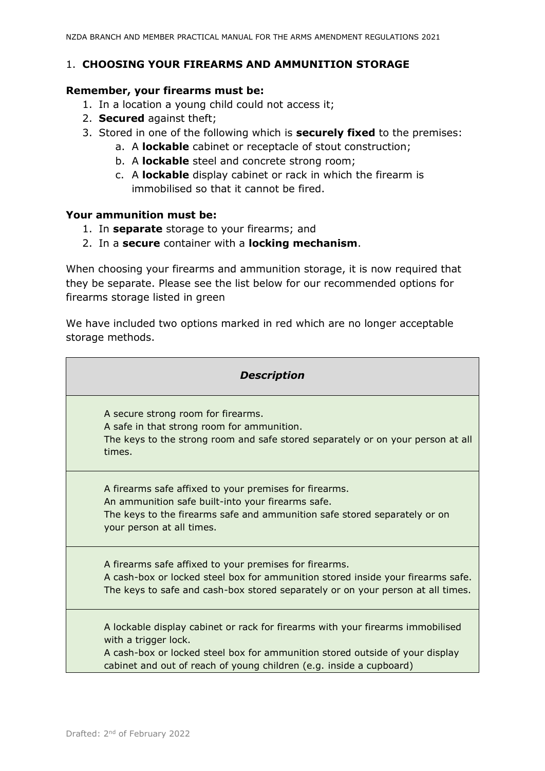## 1. **CHOOSING YOUR FIREARMS AND AMMUNITION STORAGE**

**Remember, your firearms must be:**

1. In a location a young child could not access it;
2. **Secured** against theft;
3. Stored in one of the following which is **securely fixed** to the premises:
   a. A **lockable** cabinet or receptacle of stout construction;
   b. A **lockable** steel and concrete strong room;
   c. A **lockable** display cabinet or rack in which the firearm is immobilised so that it cannot be fired.

**Your ammunition must be:**

1. In **separate** storage to your firearms; and
2. In a **secure** container with a **locking mechanism**.

When choosing your firearms and ammunition storage, it is now required that they be separate. Please see the list below for our recommended options for firearms storage listed in green

We have included two options marked in red which are no longer acceptable storage methods.

| *Description* |
| --- |
| A secure strong room for firearms.<br>A safe in that strong room for ammunition.<br>The keys to the strong room and safe stored separately or on your person at all times. |
| A firearms safe affixed to your premises for firearms.<br>An ammunition safe built-into your firearms safe.<br>The keys to the firearms safe and ammunition safe stored separately or on your person at all times. |
| A firearms safe affixed to your premises for firearms.<br>A cash-box or locked steel box for ammunition stored inside your firearms safe.<br>The keys to safe and cash-box stored separately or on your person at all times. |
| A lockable display cabinet or rack for firearms with your firearms immobilised with a trigger lock.<br>A cash-box or locked steel box for ammunition stored outside of your display cabinet and out of reach of young children (e.g. inside a cupboard) |

Drafted: 2nd of February 2022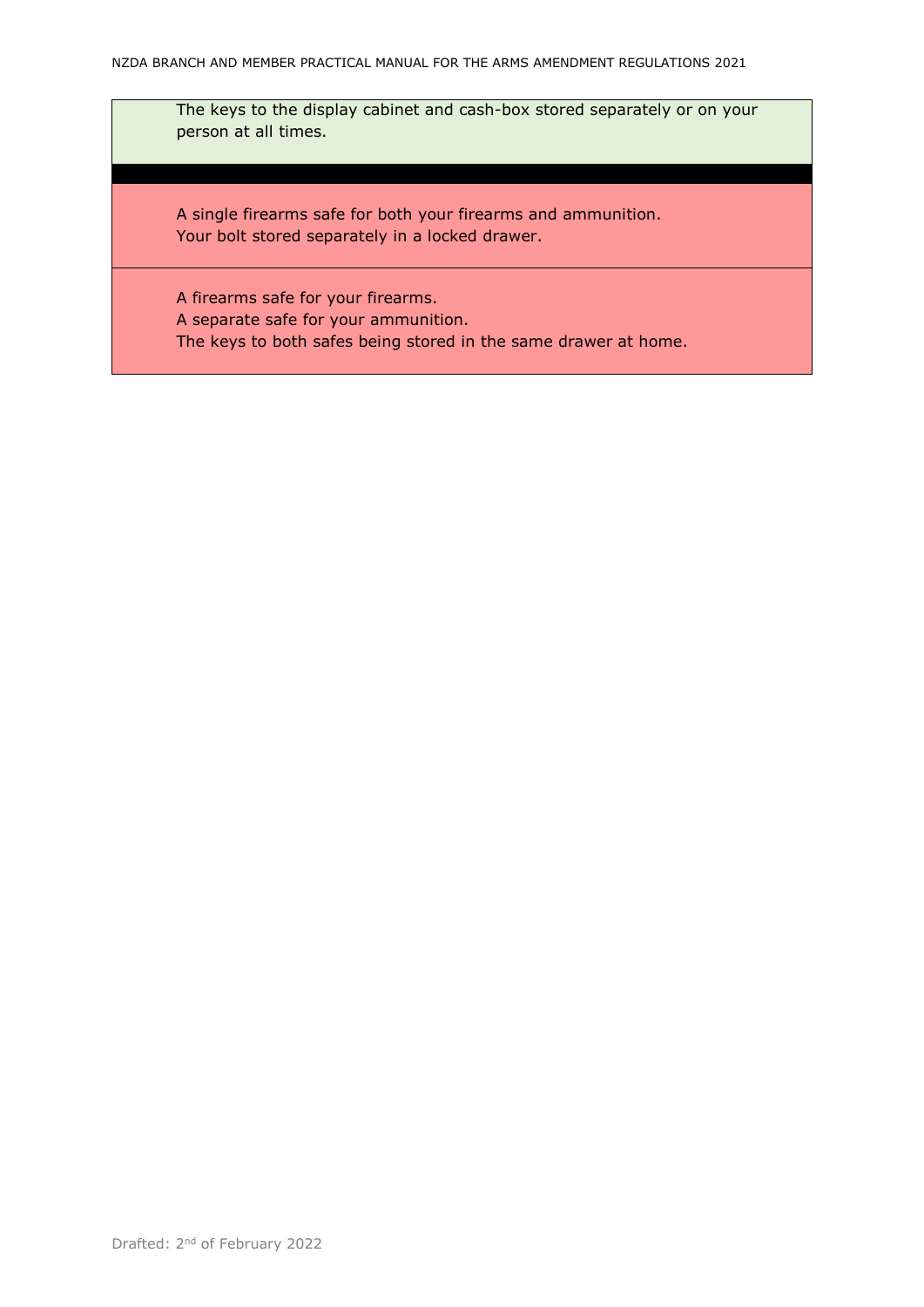The keys to the display cabinet and cash-box stored separately or on your person at all times.

A single firearms safe for both your firearms and ammunition.
Your bolt stored separately in a locked drawer.

A firearms safe for your firearms.
A separate safe for your ammunition.
The keys to both safes being stored in the same drawer at home.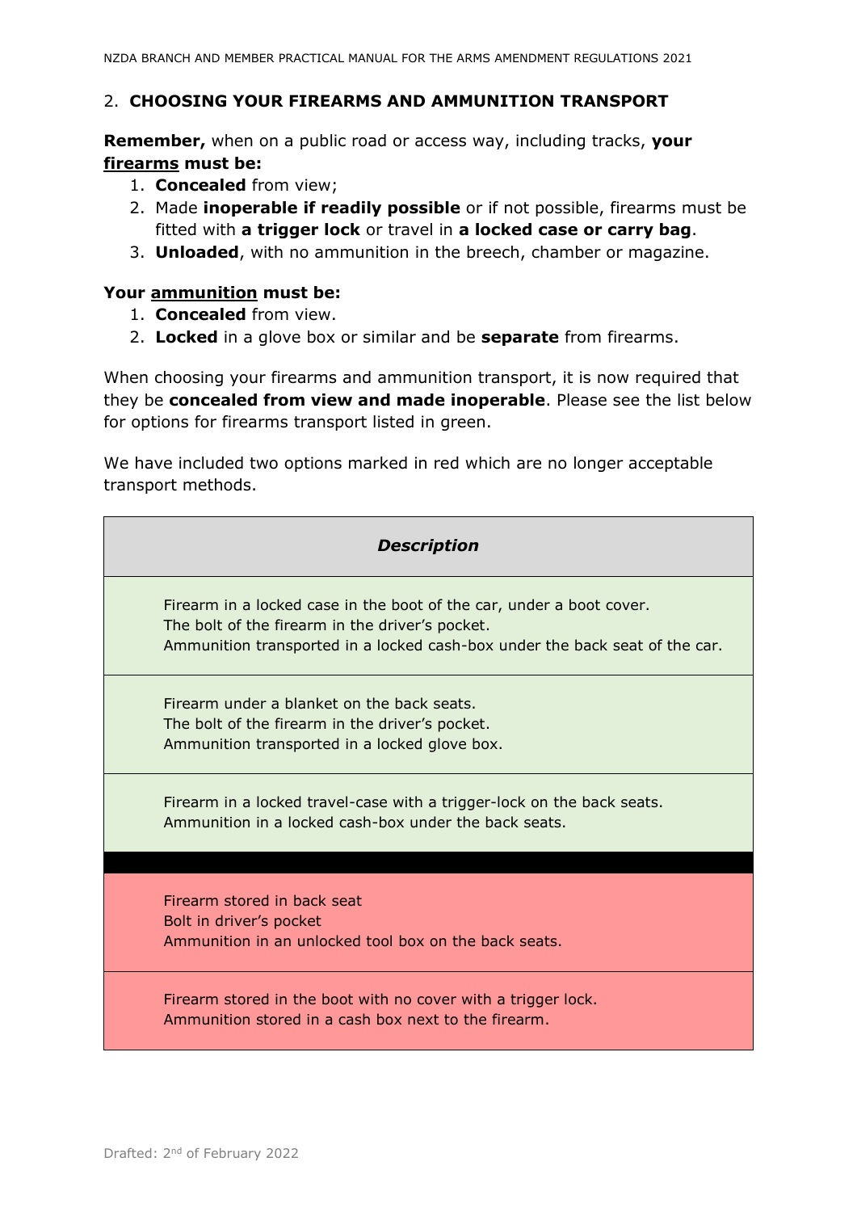## 2. CHOOSING YOUR FIREARMS AND AMMUNITION TRANSPORT

**Remember,** when on a public road or access way, including tracks, **your firearms must be:**

1. **Concealed** from view;
2. Made **inoperable if readily possible** or if not possible, firearms must be fitted with **a trigger lock** or travel in **a locked case or carry bag**.
3. **Unloaded**, with no ammunition in the breech, chamber or magazine.

**Your ammunition must be:**

1. **Concealed** from view.
2. **Locked** in a glove box or similar and be **separate** from firearms.

When choosing your firearms and ammunition transport, it is now required that they be **concealed from view and made inoperable**. Please see the list below for options for firearms transport listed in green.

We have included two options marked in red which are no longer acceptable transport methods.

| *Description* |
|---|
| Firearm in a locked case in the boot of the car, under a boot cover.<br>The bolt of the firearm in the driver's pocket.<br>Ammunition transported in a locked cash-box under the back seat of the car. |
| Firearm under a blanket on the back seats.<br>The bolt of the firearm in the driver's pocket.<br>Ammunition transported in a locked glove box. |
| Firearm in a locked travel-case with a trigger-lock on the back seats.<br>Ammunition in a locked cash-box under the back seats. |
| |
| Firearm stored in back seat<br>Bolt in driver's pocket<br>Ammunition in an unlocked tool box on the back seats. |
| Firearm stored in the boot with no cover with a trigger lock.<br>Ammunition stored in a cash box next to the firearm. |